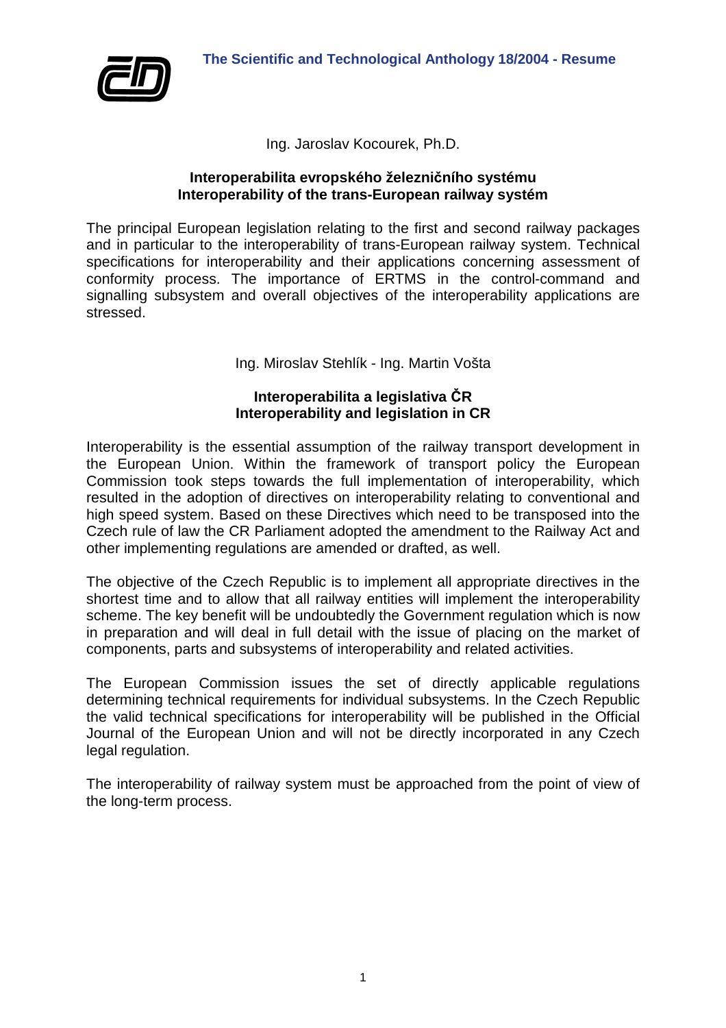# The Scientific and Technological Anthology 18/2004 - Resume

Ing. Jaroslav Kocourek, Ph.D.

## Interoperabilita evropského železničního systému
## Interoperability of the trans-European railway systém

The principal European legislation relating to the first and second railway packages and in particular to the interoperability of trans-European railway system. Technical specifications for interoperability and their applications concerning assessment of conformity process. The importance of ERTMS in the control-command and signalling subsystem and overall objectives of the interoperability applications are stressed.

Ing. Miroslav Stehlík - Ing. Martin Vošta

## Interoperabilita a legislativa ČR
## Interoperability and legislation in CR

Interoperability is the essential assumption of the railway transport development in the European Union. Within the framework of transport policy the European Commission took steps towards the full implementation of interoperability, which resulted in the adoption of directives on interoperability relating to conventional and high speed system. Based on these Directives which need to be transposed into the Czech rule of law the CR Parliament adopted the amendment to the Railway Act and other implementing regulations are amended or drafted, as well.

The objective of the Czech Republic is to implement all appropriate directives in the shortest time and to allow that all railway entities will implement the interoperability scheme. The key benefit will be undoubtedly the Government regulation which is now in preparation and will deal in full detail with the issue of placing on the market of components, parts and subsystems of interoperability and related activities.

The European Commission issues the set of directly applicable regulations determining technical requirements for individual subsystems. In the Czech Republic the valid technical specifications for interoperability will be published in the Official Journal of the European Union and will not be directly incorporated in any Czech legal regulation.

The interoperability of railway system must be approached from the point of view of the long-term process.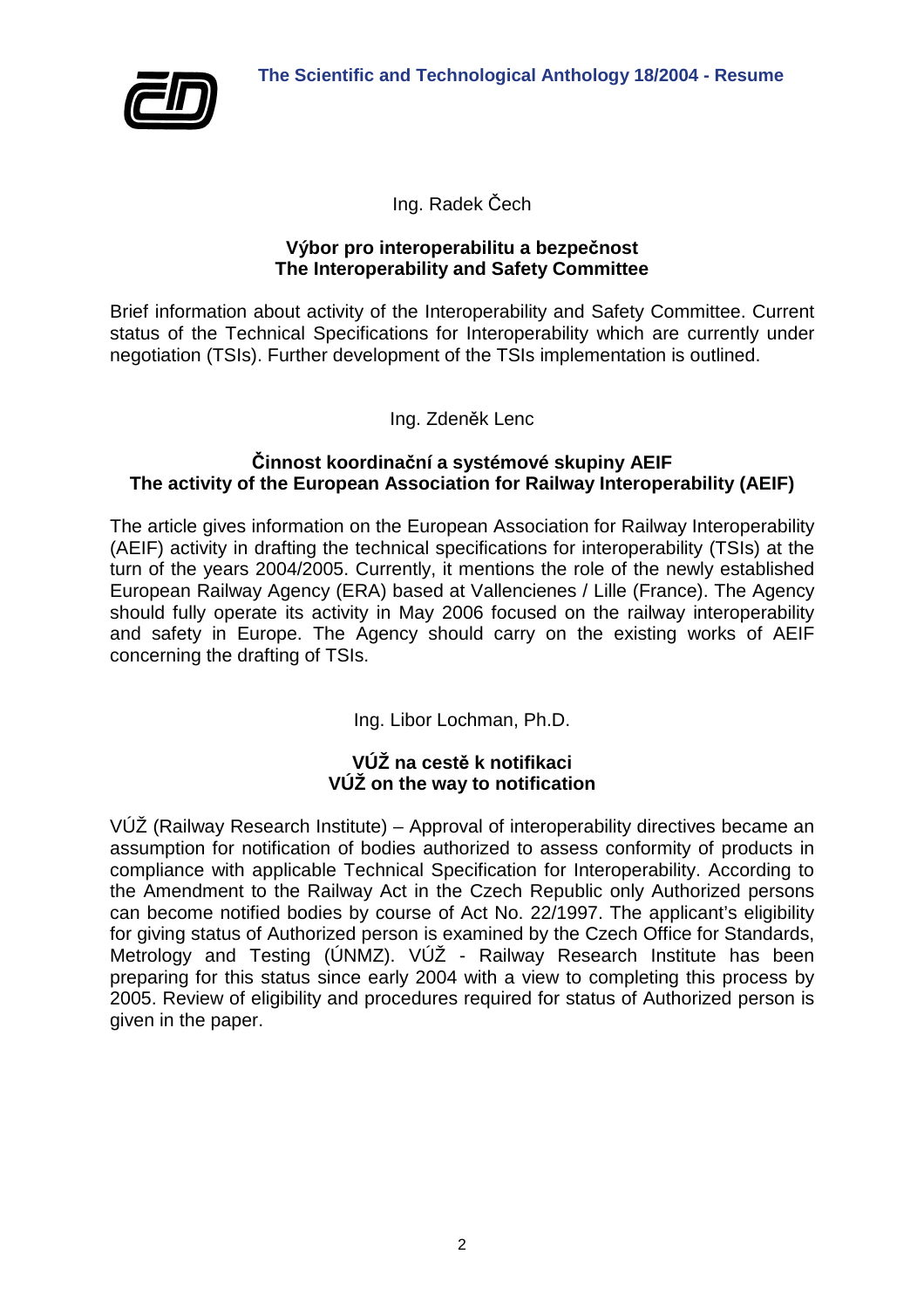Ing. Radek Čech

**Výbor pro interoperabilitu a bezpečnost**
**The Interoperability and Safety Committee**

Brief information about activity of the Interoperability and Safety Committee. Current status of the Technical Specifications for Interoperability which are currently under negotiation (TSIs). Further development of the TSIs implementation is outlined.

Ing. Zdeněk Lenc

**Činnost koordinační a systémové skupiny AEIF**
**The activity of the European Association for Railway Interoperability (AEIF)**

The article gives information on the European Association for Railway Interoperability (AEIF) activity in drafting the technical specifications for interoperability (TSIs) at the turn of the years 2004/2005. Currently, it mentions the role of the newly established European Railway Agency (ERA) based at Vallencienes / Lille (France). The Agency should fully operate its activity in May 2006 focused on the railway interoperability and safety in Europe. The Agency should carry on the existing works of AEIF concerning the drafting of TSIs.

Ing. Libor Lochman, Ph.D.

**VÚŽ na cestě k notifikaci**
**VÚŽ on the way to notification**

VÚŽ (Railway Research Institute) – Approval of interoperability directives became an assumption for notification of bodies authorized to assess conformity of products in compliance with applicable Technical Specification for Interoperability. According to the Amendment to the Railway Act in the Czech Republic only Authorized persons can become notified bodies by course of Act No. 22/1997. The applicant's eligibility for giving status of Authorized person is examined by the Czech Office for Standards, Metrology and Testing (ÚNMZ). VÚŽ - Railway Research Institute has been preparing for this status since early 2004 with a view to completing this process by 2005. Review of eligibility and procedures required for status of Authorized person is given in the paper.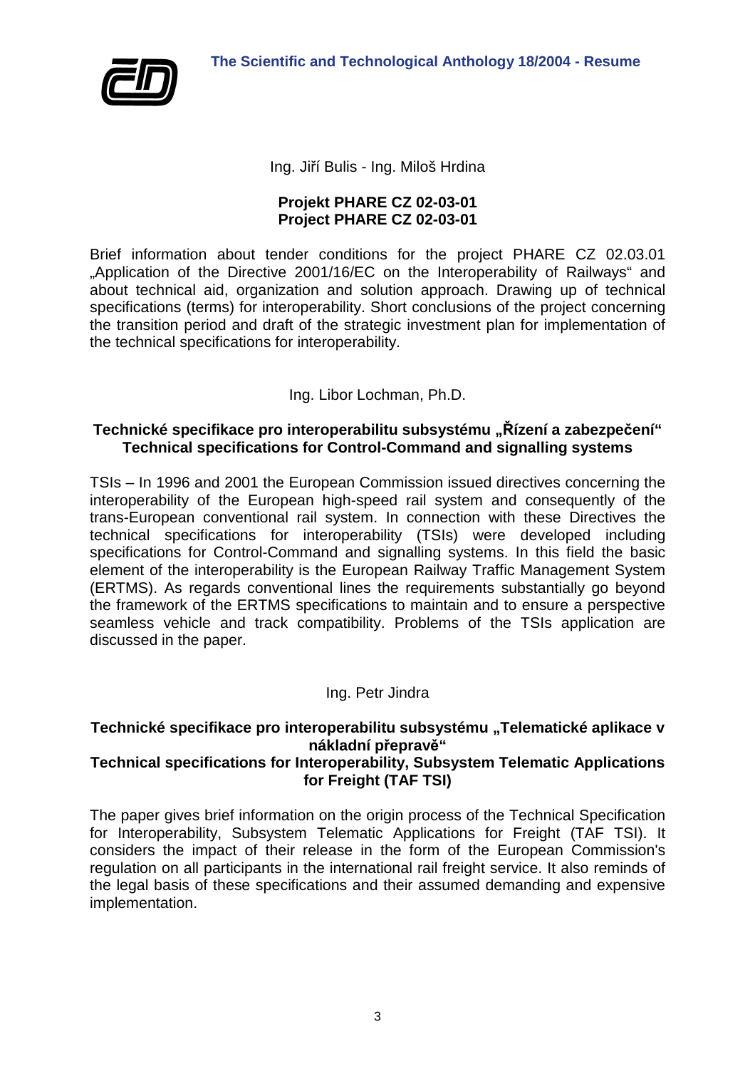Ing. Jiří Bulis - Ing. Miloš Hrdina

## Projekt PHARE CZ 02-03-01
## Project PHARE CZ 02-03-01

Brief information about tender conditions for the project PHARE CZ 02.03.01 „Application of the Directive 2001/16/EC on the Interoperability of Railways“ and about technical aid, organization and solution approach. Drawing up of technical specifications (terms) for interoperability. Short conclusions of the project concerning the transition period and draft of the strategic investment plan for implementation of the technical specifications for interoperability.

Ing. Libor Lochman, Ph.D.

## Technické specifikace pro interoperabilitu subsystému „Řízení a zabezpečení“
## Technical specifications for Control-Command and signalling systems

TSIs – In 1996 and 2001 the European Commission issued directives concerning the interoperability of the European high-speed rail system and consequently of the trans-European conventional rail system. In connection with these Directives the technical specifications for interoperability (TSIs) were developed including specifications for Control-Command and signalling systems. In this field the basic element of the interoperability is the European Railway Traffic Management System (ERTMS). As regards conventional lines the requirements substantially go beyond the framework of the ERTMS specifications to maintain and to ensure a perspective seamless vehicle and track compatibility. Problems of the TSIs application are discussed in the paper.

Ing. Petr Jindra

## Technické specifikace pro interoperabilitu subsystému „Telematické aplikace v nákladní přepravě“
## Technical specifications for Interoperability, Subsystem Telematic Applications for Freight (TAF TSI)

The paper gives brief information on the origin process of the Technical Specification for Interoperability, Subsystem Telematic Applications for Freight (TAF TSI). It considers the impact of their release in the form of the European Commission's regulation on all participants in the international rail freight service. It also reminds of the legal basis of these specifications and their assumed demanding and expensive implementation.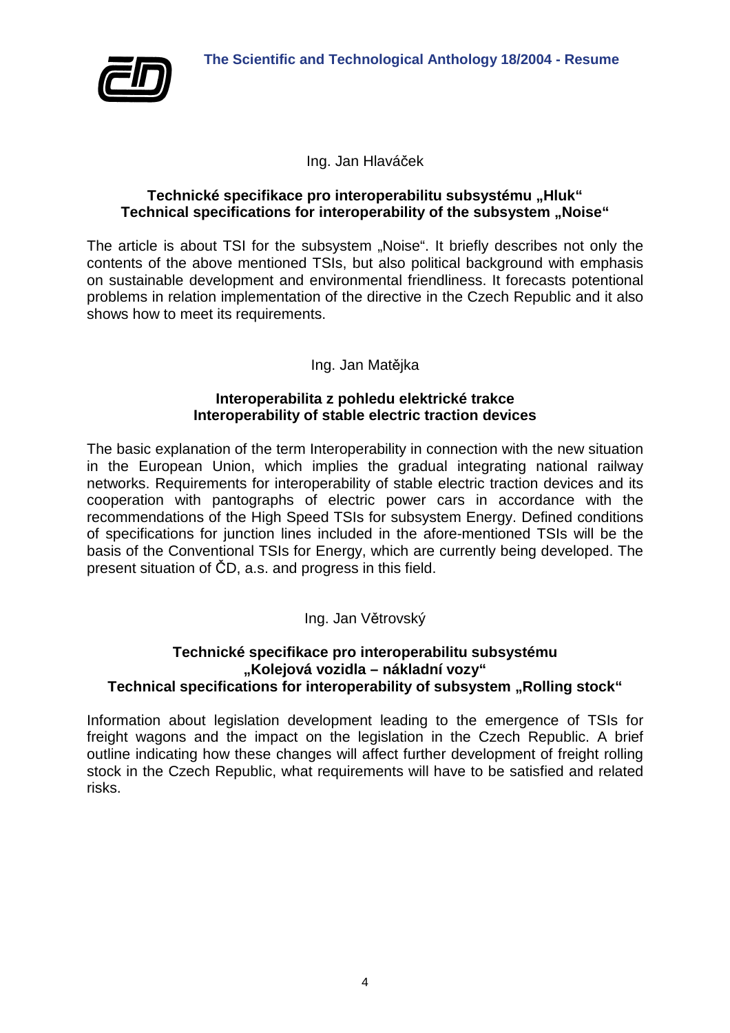Ing. Jan Hlaváček

**Technické specifikace pro interoperabilitu subsystému „Hluk“**
**Technical specifications for interoperability of the subsystem „Noise“**

The article is about TSI for the subsystem „Noise“. It briefly describes not only the contents of the above mentioned TSIs, but also political background with emphasis on sustainable development and environmental friendliness. It forecasts potentional problems in relation implementation of the directive in the Czech Republic and it also shows how to meet its requirements.

Ing. Jan Matějka

**Interoperabilita z pohledu elektrické trakce**
**Interoperability of stable electric traction devices**

The basic explanation of the term Interoperability in connection with the new situation in the European Union, which implies the gradual integrating national railway networks. Requirements for interoperability of stable electric traction devices and its cooperation with pantographs of electric power cars in accordance with the recommendations of the High Speed TSIs for subsystem Energy. Defined conditions of specifications for junction lines included in the afore-mentioned TSIs will be the basis of the Conventional TSIs for Energy, which are currently being developed. The present situation of ČD, a.s. and progress in this field.

Ing. Jan Větrovský

**Technické specifikace pro interoperabilitu subsystému „Kolejová vozidla – nákladní vozy“**
**Technical specifications for interoperability of subsystem „Rolling stock“**

Information about legislation development leading to the emergence of TSIs for freight wagons and the impact on the legislation in the Czech Republic. A brief outline indicating how these changes will affect further development of freight rolling stock in the Czech Republic, what requirements will have to be satisfied and related risks.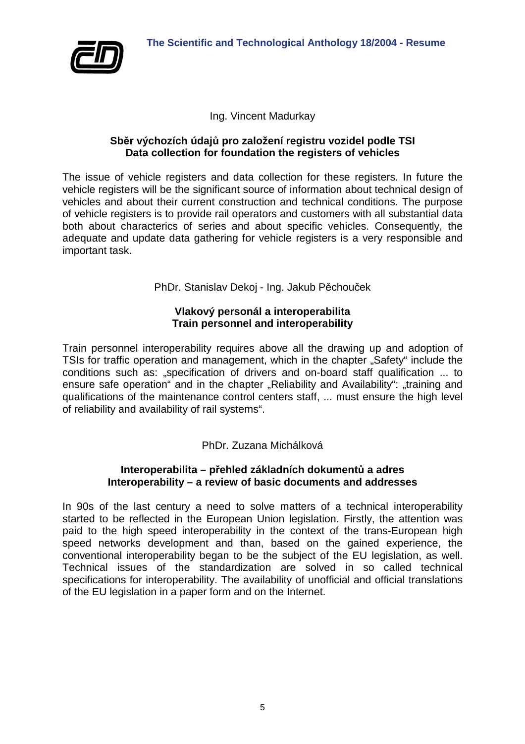Ing. Vincent Madurkay

**Sběr výchozích údajů pro založení registru vozidel podle TSI**
**Data collection for foundation the registers of vehicles**

The issue of vehicle registers and data collection for these registers. In future the vehicle registers will be the significant source of information about technical design of vehicles and about their current construction and technical conditions. The purpose of vehicle registers is to provide rail operators and customers with all substantial data both about characterics of series and about specific vehicles. Consequently, the adequate and update data gathering for vehicle registers is a very responsible and important task.

PhDr. Stanislav Dekoj - Ing. Jakub Pěchouček

**Vlakový personál a interoperabilita**
**Train personnel and interoperability**

Train personnel interoperability requires above all the drawing up and adoption of TSIs for traffic operation and management, which in the chapter „Safety“ include the conditions such as: „specification of drivers and on-board staff qualification ... to ensure safe operation“ and in the chapter „Reliability and Availability“: „training and qualifications of the maintenance control centers staff, ... must ensure the high level of reliability and availability of rail systems“.

PhDr. Zuzana Michálková

**Interoperabilita – přehled základních dokumentů a adres**
**Interoperability – a review of basic documents and addresses**

In 90s of the last century a need to solve matters of a technical interoperability started to be reflected in the European Union legislation. Firstly, the attention was paid to the high speed interoperability in the context of the trans-European high speed networks development and than, based on the gained experience, the conventional interoperability began to be the subject of the EU legislation, as well. Technical issues of the standardization are solved in so called technical specifications for interoperability. The availability of unofficial and official translations of the EU legislation in a paper form and on the Internet.